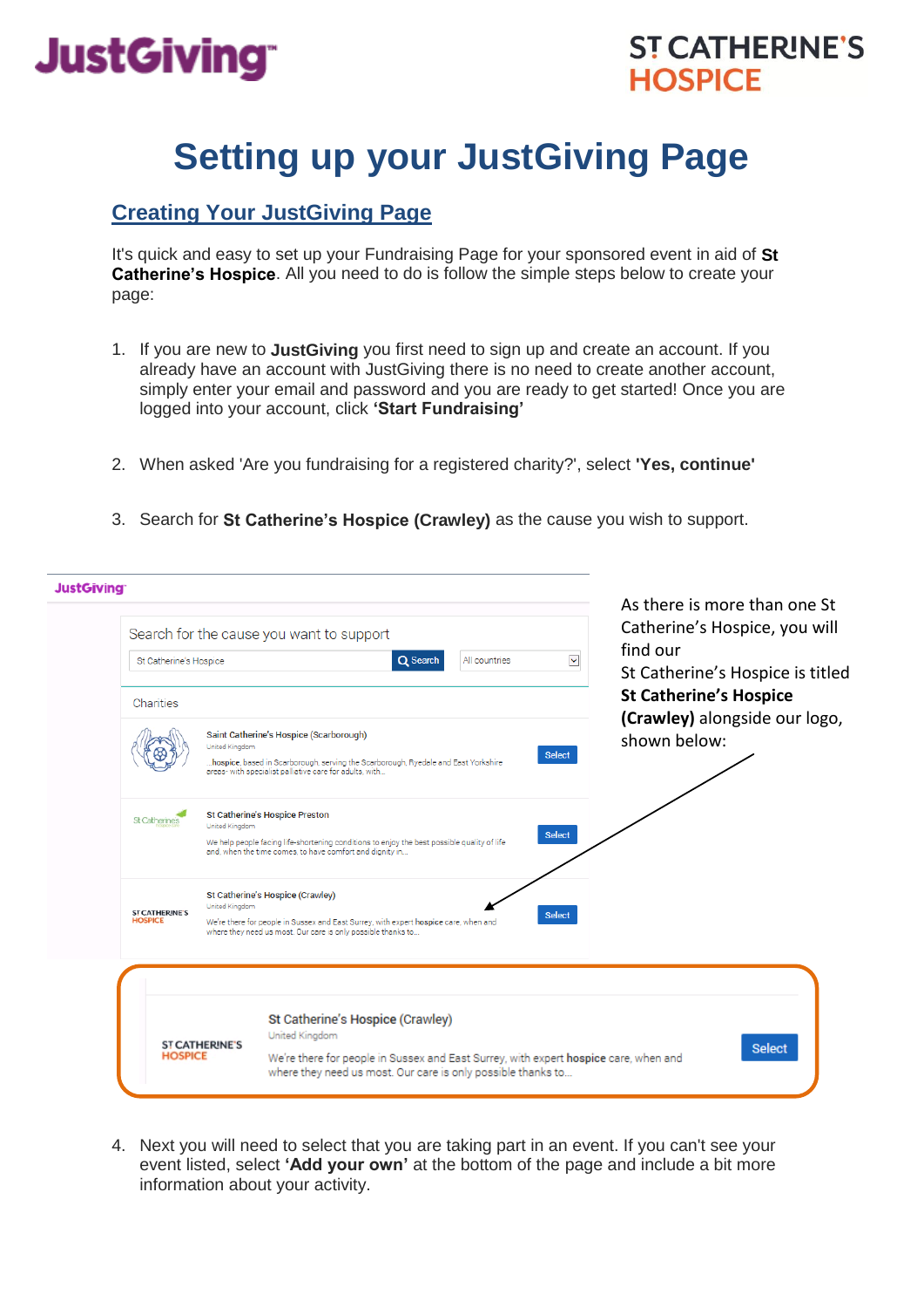JustGiving

ST CATHERINE'S HOSPICE

# Setting up your JustGiving Page

## Creating Your JustGiving Page

It's quick and easy to set up your Fundraising Page for your sponsored event in aid of **St Catherine's Hospice**. All you need to do is follow the simple steps below to create your page:

1. If you are new to **JustGiving** you first need to sign up and create an account. If you already have an account with JustGiving there is no need to create another account, simply enter your email and password and you are ready to get started! Once you are logged into your account, click **'Start Fundraising'**

2. When asked 'Are you fundraising for a registered charity?', select **'Yes, continue'**

3. Search for **St Catherine's Hospice (Crawley)** as the cause you wish to support.

JustGiving

Search for the cause you want to support

St Catherine's Hospice | Search | All countries

Charities

Saint Catherine's Hospice (Scarborough)
United Kingdom
...hospice, based in Scarborough, serving the Scarborough, Ryedale and East Yorkshire areas- with specialist palliative care for adults, with...
Select

St Catherine's Hospice Preston
United Kingdom
We help people facing life-shortening conditions to enjoy the best possible quality of life and, when the time comes, to have comfort and dignity in...
Select

St Catherine's Hospice (Crawley)
United Kingdom
We're there for people in Sussex and East Surrey, with expert hospice care, when and where they need us most. Our care is only possible thanks to...
Select

As there is more than one St Catherine's Hospice, you will find our St Catherine's Hospice is titled **St Catherine's Hospice (Crawley)** alongside our logo, shown below:

ST CATHERINE'S HOSPICE

St Catherine's Hospice (Crawley)
United Kingdom
We're there for people in Sussex and East Surrey, with expert hospice care, when and where they need us most. Our care is only possible thanks to...
Select

4. Next you will need to select that you are taking part in an event. If you can't see your event listed, select **'Add your own'** at the bottom of the page and include a bit more information about your activity.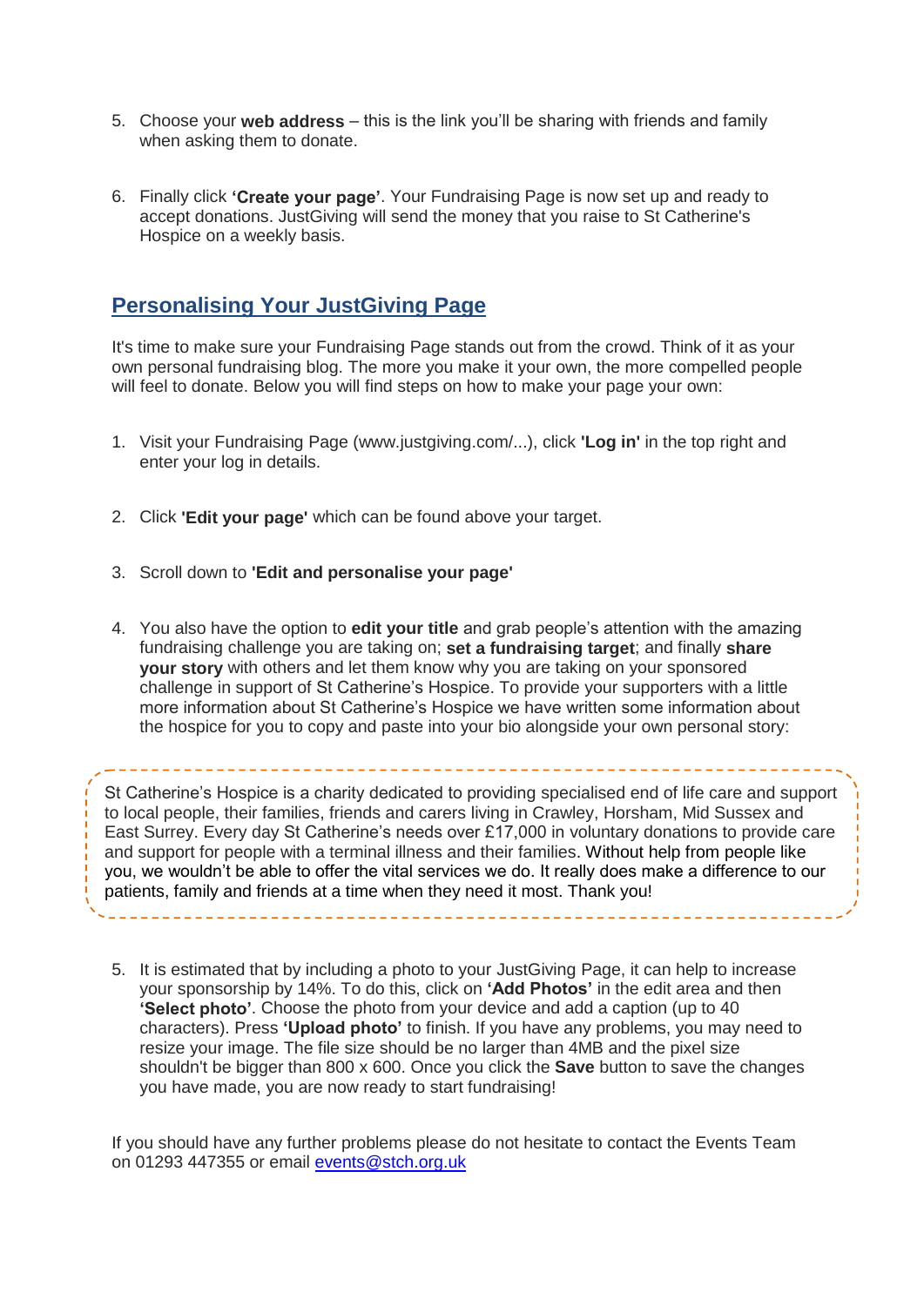5. Choose your **web address** – this is the link you'll be sharing with friends and family when asking them to donate.

6. Finally click **'Create your page'**. Your Fundraising Page is now set up and ready to accept donations. JustGiving will send the money that you raise to St Catherine's Hospice on a weekly basis.

## Personalising Your JustGiving Page

It's time to make sure your Fundraising Page stands out from the crowd. Think of it as your own personal fundraising blog. The more you make it your own, the more compelled people will feel to donate. Below you will find steps on how to make your page your own:

1. Visit your Fundraising Page (www.justgiving.com/...), click **'Log in'** in the top right and enter your log in details.

2. Click **'Edit your page'** which can be found above your target.

3. Scroll down to **'Edit and personalise your page'**

4. You also have the option to **edit your title** and grab people's attention with the amazing fundraising challenge you are taking on; **set a fundraising target**; and finally **share your story** with others and let them know why you are taking on your sponsored challenge in support of St Catherine's Hospice. To provide your supporters with a little more information about St Catherine's Hospice we have written some information about the hospice for you to copy and paste into your bio alongside your own personal story:

> St Catherine's Hospice is a charity dedicated to providing specialised end of life care and support to local people, their families, friends and carers living in Crawley, Horsham, Mid Sussex and East Surrey. Every day St Catherine's needs over £17,000 in voluntary donations to provide care and support for people with a terminal illness and their families. Without help from people like you, we wouldn't be able to offer the vital services we do. It really does make a difference to our patients, family and friends at a time when they need it most. Thank you!

5. It is estimated that by including a photo to your JustGiving Page, it can help to increase your sponsorship by 14%. To do this, click on **'Add Photos'** in the edit area and then **'Select photo'**. Choose the photo from your device and add a caption (up to 40 characters). Press **'Upload photo'** to finish. If you have any problems, you may need to resize your image. The file size should be no larger than 4MB and the pixel size shouldn't be bigger than 800 x 600. Once you click the **Save** button to save the changes you have made, you are now ready to start fundraising!

If you should have any further problems please do not hesitate to contact the Events Team on 01293 447355 or email events@stch.org.uk